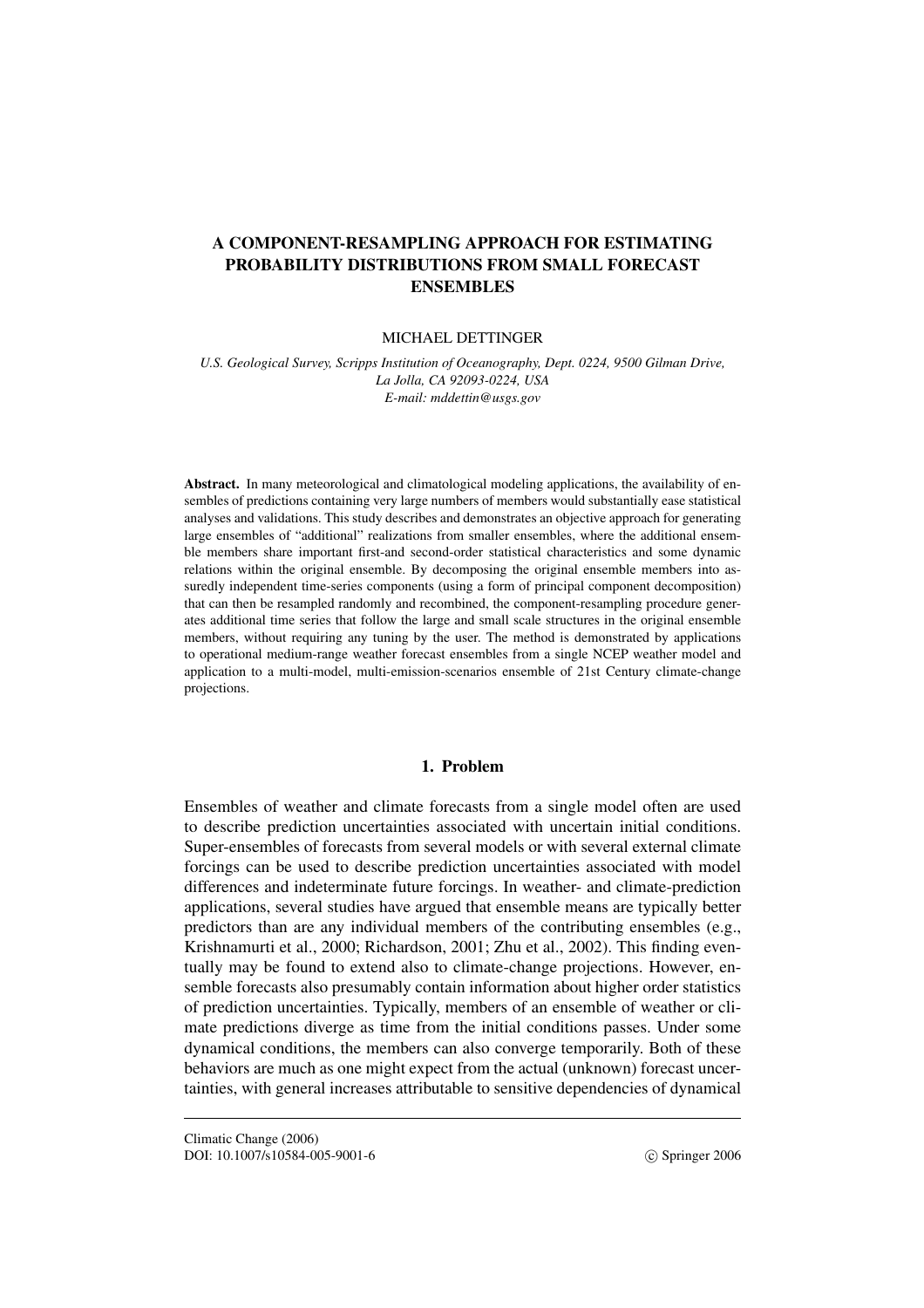# A COMPONENT-RESAMPLING APPROACH FOR ESTIMATING PROBABILITY DISTRIBUTIONS FROM SMALL FORECAST ENSEMBLES

MICHAEL DETTINGER

*U.S. Geological Survey, Scripps Institution of Oceanography, Dept. 0224, 9500 Gilman Drive, La Jolla, CA 92093-0224, USA*
*E-mail: mddettin@usgs.gov*

**Abstract.** In many meteorological and climatological modeling applications, the availability of ensembles of predictions containing very large numbers of members would substantially ease statistical analyses and validations. This study describes and demonstrates an objective approach for generating large ensembles of "additional" realizations from smaller ensembles, where the additional ensemble members share important first-and second-order statistical characteristics and some dynamic relations within the original ensemble. By decomposing the original ensemble members into assuredly independent time-series components (using a form of principal component decomposition) that can then be resampled randomly and recombined, the component-resampling procedure generates additional time series that follow the large and small scale structures in the original ensemble members, without requiring any tuning by the user. The method is demonstrated by applications to operational medium-range weather forecast ensembles from a single NCEP weather model and application to a multi-model, multi-emission-scenarios ensemble of 21st Century climate-change projections.

## 1. Problem

Ensembles of weather and climate forecasts from a single model often are used to describe prediction uncertainties associated with uncertain initial conditions. Super-ensembles of forecasts from several models or with several external climate forcings can be used to describe prediction uncertainties associated with model differences and indeterminate future forcings. In weather- and climate-prediction applications, several studies have argued that ensemble means are typically better predictors than are any individual members of the contributing ensembles (e.g., Krishnamurti et al., 2000; Richardson, 2001; Zhu et al., 2002). This finding eventually may be found to extend also to climate-change projections. However, ensemble forecasts also presumably contain information about higher order statistics of prediction uncertainties. Typically, members of an ensemble of weather or climate predictions diverge as time from the initial conditions passes. Under some dynamical conditions, the members can also converge temporarily. Both of these behaviors are much as one might expect from the actual (unknown) forecast uncertainties, with general increases attributable to sensitive dependencies of dynamical

Climatic Change (2006)
DOI: 10.1007/s10584-005-9001-6
© Springer 2006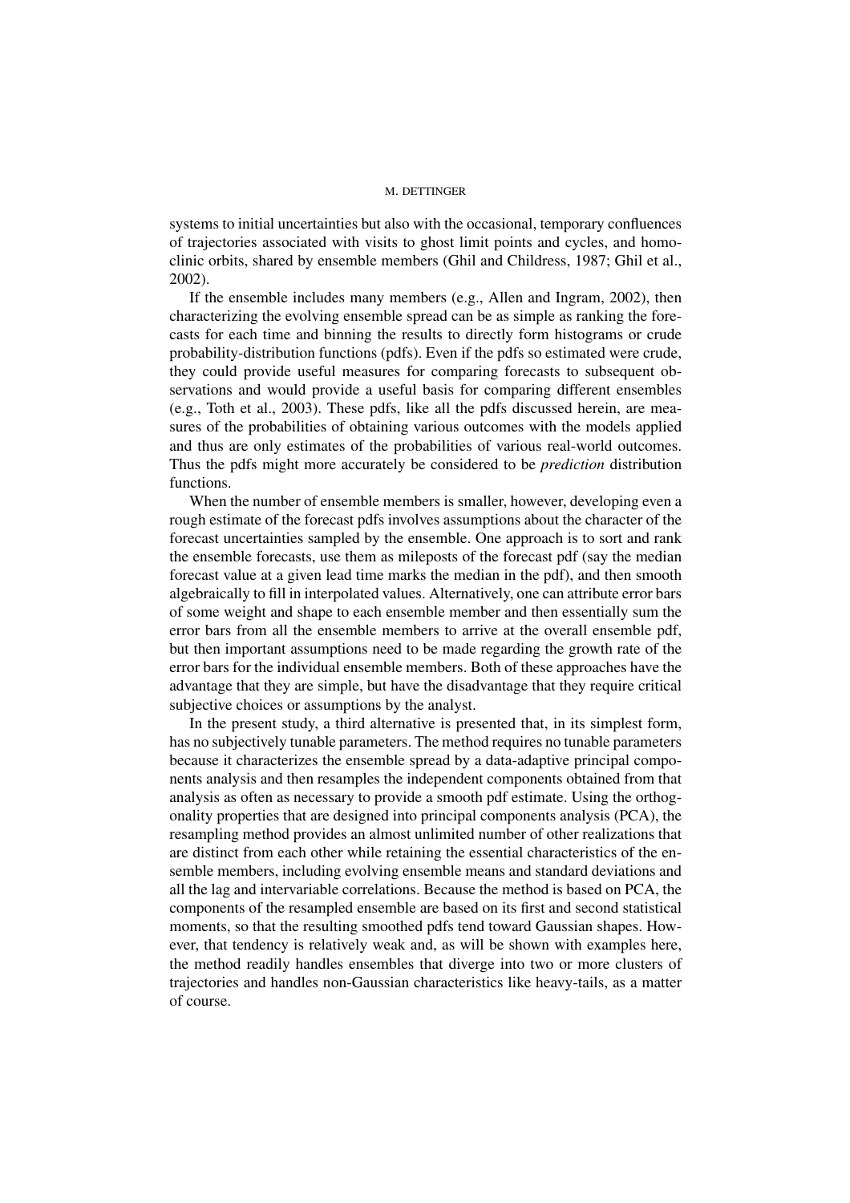systems to initial uncertainties but also with the occasional, temporary confluences of trajectories associated with visits to ghost limit points and cycles, and homoclinic orbits, shared by ensemble members (Ghil and Childress, 1987; Ghil et al., 2002).

If the ensemble includes many members (e.g., Allen and Ingram, 2002), then characterizing the evolving ensemble spread can be as simple as ranking the forecasts for each time and binning the results to directly form histograms or crude probability-distribution functions (pdfs). Even if the pdfs so estimated were crude, they could provide useful measures for comparing forecasts to subsequent observations and would provide a useful basis for comparing different ensembles (e.g., Toth et al., 2003). These pdfs, like all the pdfs discussed herein, are measures of the probabilities of obtaining various outcomes with the models applied and thus are only estimates of the probabilities of various real-world outcomes. Thus the pdfs might more accurately be considered to be *prediction* distribution functions.

When the number of ensemble members is smaller, however, developing even a rough estimate of the forecast pdfs involves assumptions about the character of the forecast uncertainties sampled by the ensemble. One approach is to sort and rank the ensemble forecasts, use them as mileposts of the forecast pdf (say the median forecast value at a given lead time marks the median in the pdf), and then smooth algebraically to fill in interpolated values. Alternatively, one can attribute error bars of some weight and shape to each ensemble member and then essentially sum the error bars from all the ensemble members to arrive at the overall ensemble pdf, but then important assumptions need to be made regarding the growth rate of the error bars for the individual ensemble members. Both of these approaches have the advantage that they are simple, but have the disadvantage that they require critical subjective choices or assumptions by the analyst.

In the present study, a third alternative is presented that, in its simplest form, has no subjectively tunable parameters. The method requires no tunable parameters because it characterizes the ensemble spread by a data-adaptive principal components analysis and then resamples the independent components obtained from that analysis as often as necessary to provide a smooth pdf estimate. Using the orthogonality properties that are designed into principal components analysis (PCA), the resampling method provides an almost unlimited number of other realizations that are distinct from each other while retaining the essential characteristics of the ensemble members, including evolving ensemble means and standard deviations and all the lag and intervariable correlations. Because the method is based on PCA, the components of the resampled ensemble are based on its first and second statistical moments, so that the resulting smoothed pdfs tend toward Gaussian shapes. However, that tendency is relatively weak and, as will be shown with examples here, the method readily handles ensembles that diverge into two or more clusters of trajectories and handles non-Gaussian characteristics like heavy-tails, as a matter of course.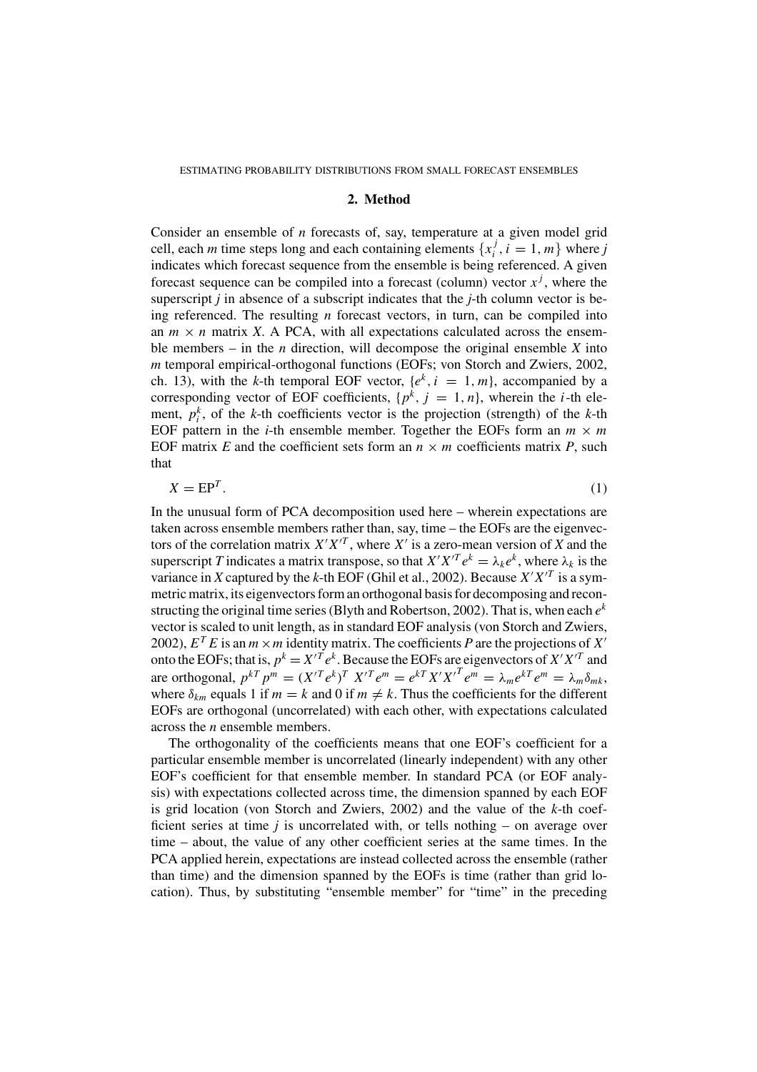## 2. Method

Consider an ensemble of $n$ forecasts of, say, temperature at a given model grid cell, each $m$ time steps long and each containing elements $\{x_i^j, i = 1, m\}$ where $j$ indicates which forecast sequence from the ensemble is being referenced. A given forecast sequence can be compiled into a forecast (column) vector $x^j$, where the superscript $j$ in absence of a subscript indicates that the $j$-th column vector is being referenced. The resulting $n$ forecast vectors, in turn, can be compiled into an $m \times n$ matrix $X$. A PCA, with all expectations calculated across the ensemble members – in the $n$ direction, will decompose the original ensemble $X$ into $m$ temporal empirical-orthogonal functions (EOFs; von Storch and Zwiers, 2002, ch. 13), with the $k$-th temporal EOF vector, $\{e^k, i = 1, m\}$, accompanied by a corresponding vector of EOF coefficients, $\{p^k, j = 1, n\}$, wherein the $i$-th element, $p_i^k$, of the $k$-th coefficients vector is the projection (strength) of the $k$-th EOF pattern in the $i$-th ensemble member. Together the EOFs form an $m \times m$ EOF matrix $E$ and the coefficient sets form an $n \times m$ coefficients matrix $P$, such that

$$X = \mathrm{E}\mathrm{P}^T. \tag{1}$$

In the unusual form of PCA decomposition used here – wherein expectations are taken across ensemble members rather than, say, time – the EOFs are the eigenvectors of the correlation matrix $X'X'^T$, where $X'$ is a zero-mean version of $X$ and the superscript $T$ indicates a matrix transpose, so that $X'X'^T e^k = \lambda_k e^k$, where $\lambda_k$ is the variance in $X$ captured by the $k$-th EOF (Ghil et al., 2002). Because $X'X'^T$ is a symmetric matrix, its eigenvectors form an orthogonal basis for decomposing and reconstructing the original time series (Blyth and Robertson, 2002). That is, when each $e^k$ vector is scaled to unit length, as in standard EOF analysis (von Storch and Zwiers, 2002), $E^T E$ is an $m \times m$ identity matrix. The coefficients $P$ are the projections of $X'$ onto the EOFs; that is, $p^k = X'^T e^k$. Because the EOFs are eigenvectors of $X'X'^T$ and are orthogonal, $p^{kT} p^m = (X'^T e^k)^T \, X'^T e^m = e^{kT} X' X'^T e^m = \lambda_m e^{kT} e^m = \lambda_m \delta_{mk}$, where $\delta_{km}$ equals 1 if $m = k$ and 0 if $m \neq k$. Thus the coefficients for the different EOFs are orthogonal (uncorrelated) with each other, with expectations calculated across the $n$ ensemble members.

The orthogonality of the coefficients means that one EOF's coefficient for a particular ensemble member is uncorrelated (linearly independent) with any other EOF's coefficient for that ensemble member. In standard PCA (or EOF analysis) with expectations collected across time, the dimension spanned by each EOF is grid location (von Storch and Zwiers, 2002) and the value of the $k$-th coefficient series at time $j$ is uncorrelated with, or tells nothing – on average over time – about, the value of any other coefficient series at the same times. In the PCA applied herein, expectations are instead collected across the ensemble (rather than time) and the dimension spanned by the EOFs is time (rather than grid location). Thus, by substituting "ensemble member" for "time" in the preceding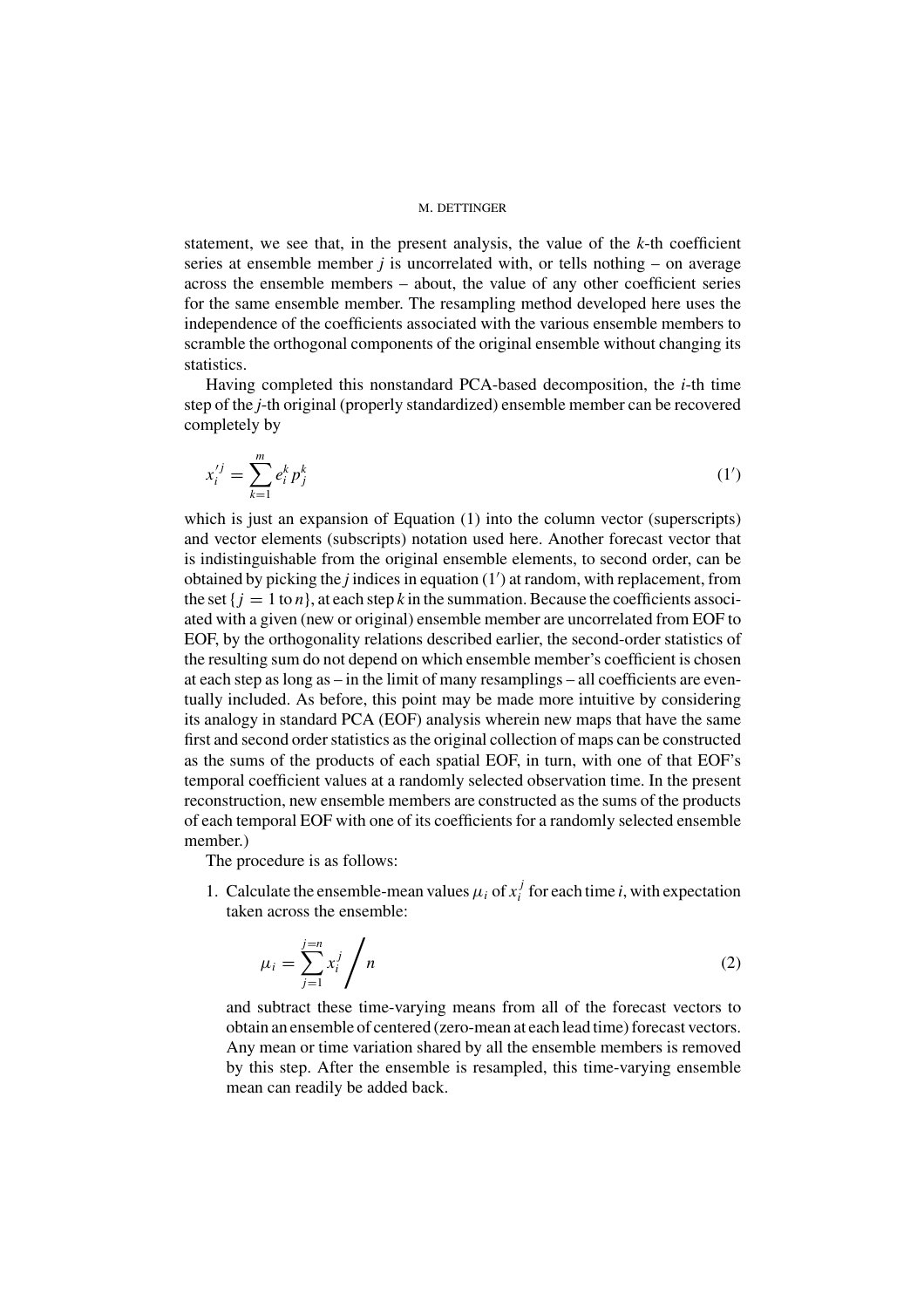statement, we see that, in the present analysis, the value of the $k$-th coefficient series at ensemble member $j$ is uncorrelated with, or tells nothing – on average across the ensemble members – about, the value of any other coefficient series for the same ensemble member. The resampling method developed here uses the independence of the coefficients associated with the various ensemble members to scramble the orthogonal components of the original ensemble without changing its statistics.

Having completed this nonstandard PCA-based decomposition, the $i$-th time step of the $j$-th original (properly standardized) ensemble member can be recovered completely by

$$x_i^{\prime j} = \sum_{k=1}^{m} e_i^k p_j^k \tag{1'}$$

which is just an expansion of Equation (1) into the column vector (superscripts) and vector elements (subscripts) notation used here. Another forecast vector that is indistinguishable from the original ensemble elements, to second order, can be obtained by picking the $j$ indices in equation (1′) at random, with replacement, from the set $\{j = 1 \text{ to } n\}$, at each step $k$ in the summation. Because the coefficients associated with a given (new or original) ensemble member are uncorrelated from EOF to EOF, by the orthogonality relations described earlier, the second-order statistics of the resulting sum do not depend on which ensemble member's coefficient is chosen at each step as long as – in the limit of many resamplings – all coefficients are eventually included. As before, this point may be made more intuitive by considering its analogy in standard PCA (EOF) analysis wherein new maps that have the same first and second order statistics as the original collection of maps can be constructed as the sums of the products of each spatial EOF, in turn, with one of that EOF's temporal coefficient values at a randomly selected observation time. In the present reconstruction, new ensemble members are constructed as the sums of the products of each temporal EOF with one of its coefficients for a randomly selected ensemble member.)

The procedure is as follows:

1. Calculate the ensemble-mean values $\mu_i$ of $x_i^j$ for each time $i$, with expectation taken across the ensemble:

$$\mu_i = \sum_{j=1}^{j=n} x_i^j \bigg/ n \tag{2}$$

and subtract these time-varying means from all of the forecast vectors to obtain an ensemble of centered (zero-mean at each lead time) forecast vectors. Any mean or time variation shared by all the ensemble members is removed by this step. After the ensemble is resampled, this time-varying ensemble mean can readily be added back.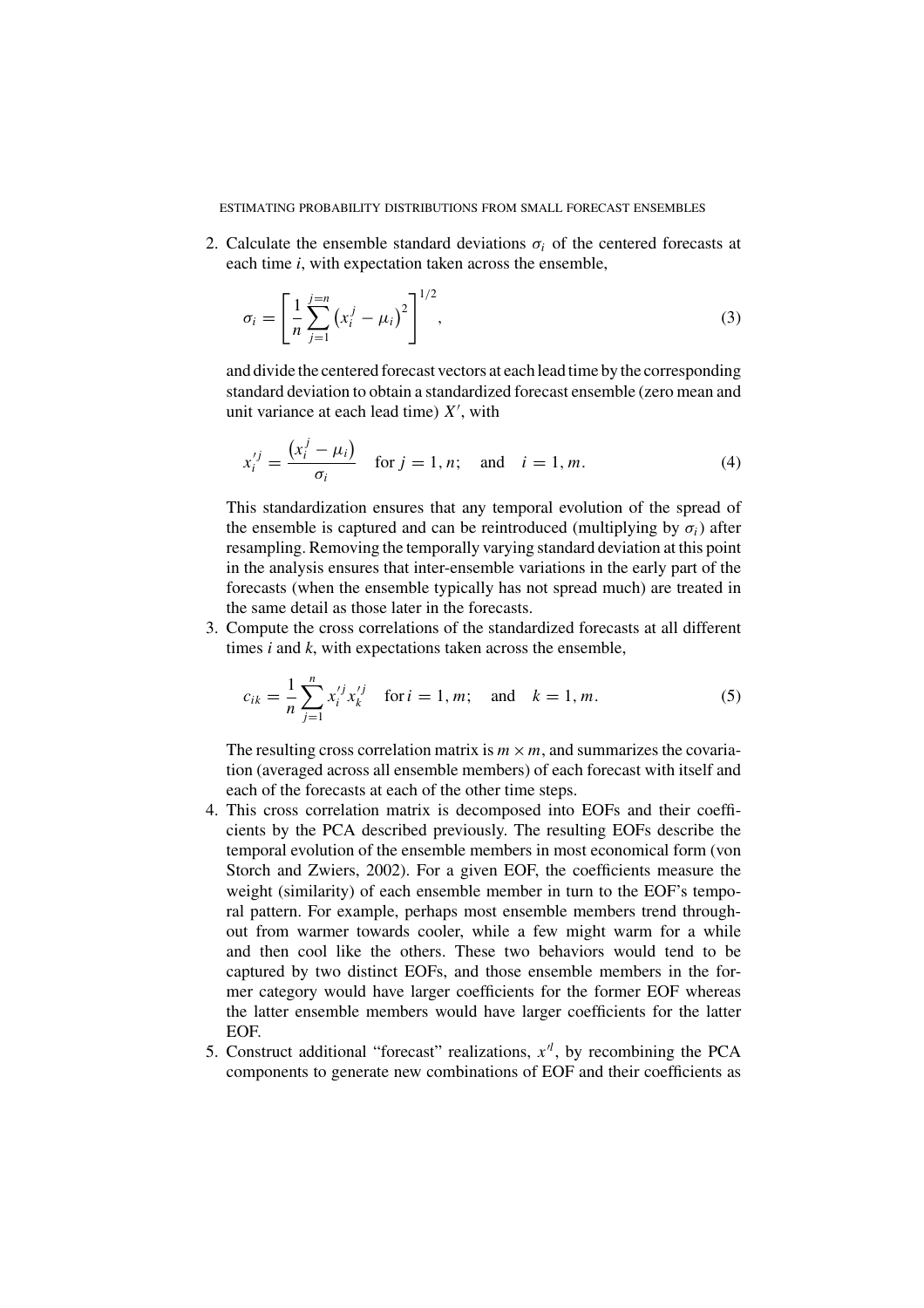2. Calculate the ensemble standard deviations $\sigma_i$ of the centered forecasts at each time $i$, with expectation taken across the ensemble,

$$\sigma_i = \left[ \frac{1}{n} \sum_{j=1}^{j=n} \left( x_i^j - \mu_i \right)^2 \right]^{1/2}, \tag{3}$$

and divide the centered forecast vectors at each lead time by the corresponding standard deviation to obtain a standardized forecast ensemble (zero mean and unit variance at each lead time) $X'$, with

$$x_i'^j = \frac{\left( x_i^j - \mu_i \right)}{\sigma_i} \quad \text{for } j = 1, n; \quad \text{and} \quad i = 1, m. \tag{4}$$

This standardization ensures that any temporal evolution of the spread of the ensemble is captured and can be reintroduced (multiplying by $\sigma_i$) after resampling. Removing the temporally varying standard deviation at this point in the analysis ensures that inter-ensemble variations in the early part of the forecasts (when the ensemble typically has not spread much) are treated in the same detail as those later in the forecasts.

3. Compute the cross correlations of the standardized forecasts at all different times $i$ and $k$, with expectations taken across the ensemble,

$$c_{ik} = \frac{1}{n} \sum_{j=1}^{n} x_i'^j x_k'^j \quad \text{for } i = 1, m; \quad \text{and} \quad k = 1, m. \tag{5}$$

The resulting cross correlation matrix is $m \times m$, and summarizes the covariation (averaged across all ensemble members) of each forecast with itself and each of the forecasts at each of the other time steps.

4. This cross correlation matrix is decomposed into EOFs and their coefficients by the PCA described previously. The resulting EOFs describe the temporal evolution of the ensemble members in most economical form (von Storch and Zwiers, 2002). For a given EOF, the coefficients measure the weight (similarity) of each ensemble member in turn to the EOF's temporal pattern. For example, perhaps most ensemble members trend throughout from warmer towards cooler, while a few might warm for a while and then cool like the others. These two behaviors would tend to be captured by two distinct EOFs, and those ensemble members in the former category would have larger coefficients for the former EOF whereas the latter ensemble members would have larger coefficients for the latter EOF.

5. Construct additional "forecast" realizations, $x''^l$, by recombining the PCA components to generate new combinations of EOF and their coefficients as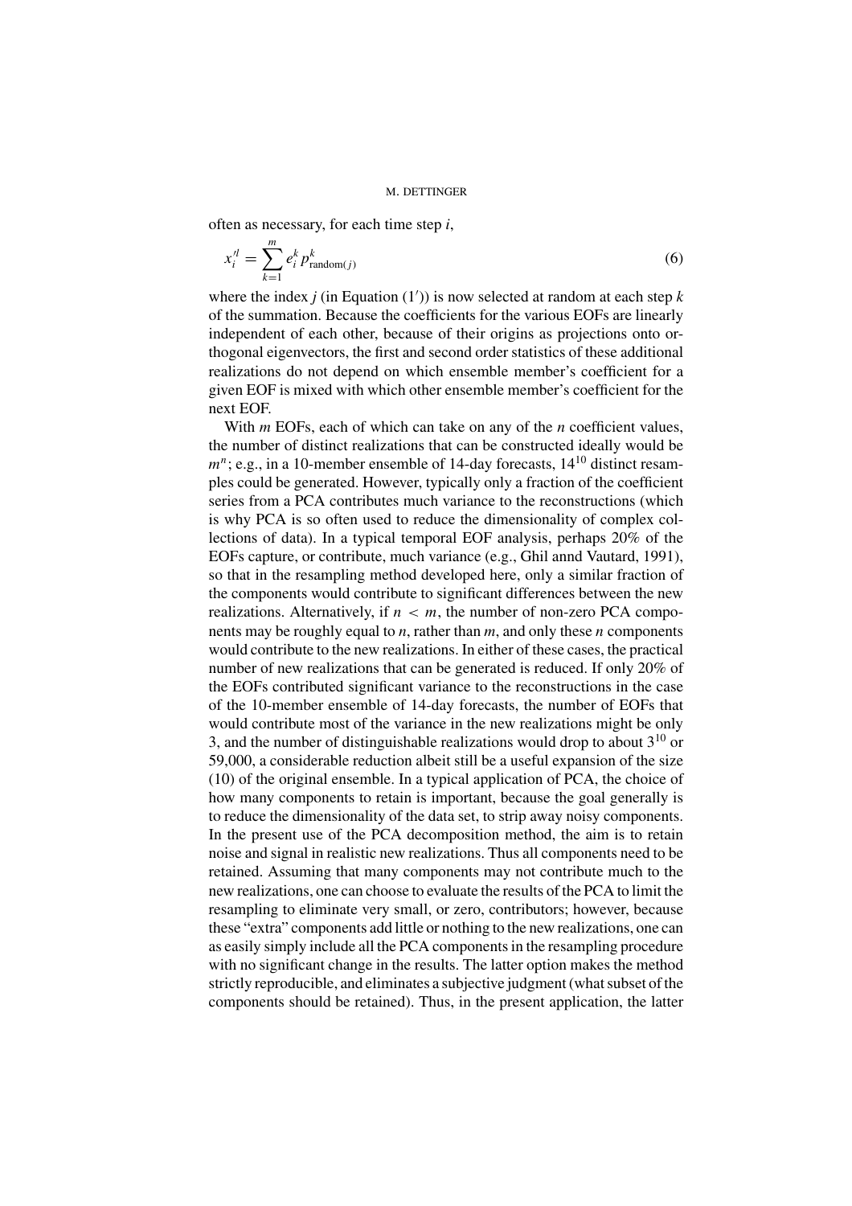often as necessary, for each time step $i$,

$$x_i'^l = \sum_{k=1}^{m} e_i^k p_{\text{random}(j)}^k \tag{6}$$

where the index $j$ (in Equation (1′)) is now selected at random at each step $k$ of the summation. Because the coefficients for the various EOFs are linearly independent of each other, because of their origins as projections onto orthogonal eigenvectors, the first and second order statistics of these additional realizations do not depend on which ensemble member's coefficient for a given EOF is mixed with which other ensemble member's coefficient for the next EOF.

With $m$ EOFs, each of which can take on any of the $n$ coefficient values, the number of distinct realizations that can be constructed ideally would be $m^n$; e.g., in a 10-member ensemble of 14-day forecasts, $14^{10}$ distinct resamples could be generated. However, typically only a fraction of the coefficient series from a PCA contributes much variance to the reconstructions (which is why PCA is so often used to reduce the dimensionality of complex collections of data). In a typical temporal EOF analysis, perhaps 20% of the EOFs capture, or contribute, much variance (e.g., Ghil annd Vautard, 1991), so that in the resampling method developed here, only a similar fraction of the components would contribute to significant differences between the new realizations. Alternatively, if $n < m$, the number of non-zero PCA components may be roughly equal to $n$, rather than $m$, and only these $n$ components would contribute to the new realizations. In either of these cases, the practical number of new realizations that can be generated is reduced. If only 20% of the EOFs contributed significant variance to the reconstructions in the case of the 10-member ensemble of 14-day forecasts, the number of EOFs that would contribute most of the variance in the new realizations might be only 3, and the number of distinguishable realizations would drop to about $3^{10}$ or 59,000, a considerable reduction albeit still be a useful expansion of the size (10) of the original ensemble. In a typical application of PCA, the choice of how many components to retain is important, because the goal generally is to reduce the dimensionality of the data set, to strip away noisy components. In the present use of the PCA decomposition method, the aim is to retain noise and signal in realistic new realizations. Thus all components need to be retained. Assuming that many components may not contribute much to the new realizations, one can choose to evaluate the results of the PCA to limit the resampling to eliminate very small, or zero, contributors; however, because these "extra" components add little or nothing to the new realizations, one can as easily simply include all the PCA components in the resampling procedure with no significant change in the results. The latter option makes the method strictly reproducible, and eliminates a subjective judgment (what subset of the components should be retained). Thus, in the present application, the latter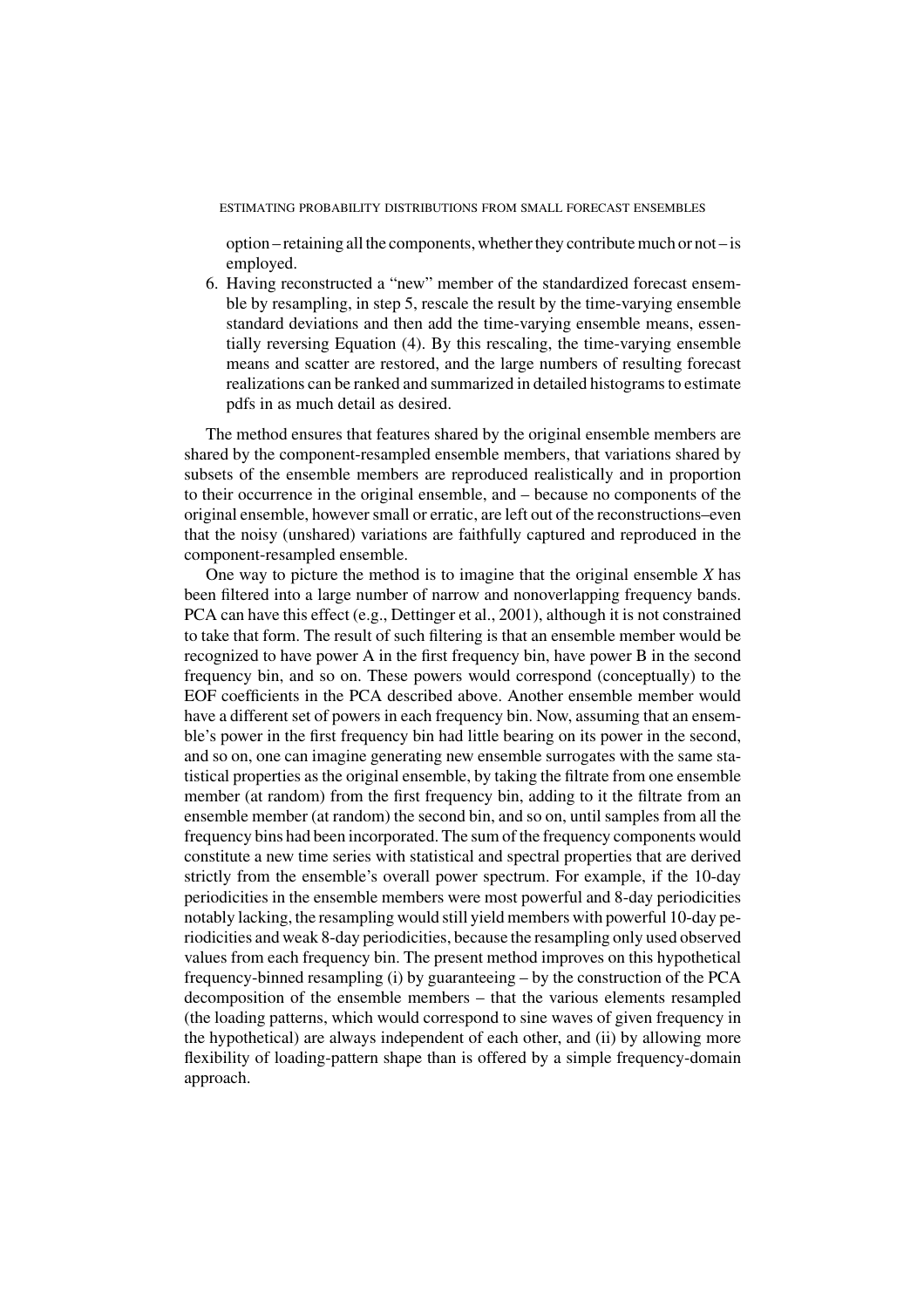option – retaining all the components, whether they contribute much or not – is employed.

6. Having reconstructed a "new" member of the standardized forecast ensemble by resampling, in step 5, rescale the result by the time-varying ensemble standard deviations and then add the time-varying ensemble means, essentially reversing Equation (4). By this rescaling, the time-varying ensemble means and scatter are restored, and the large numbers of resulting forecast realizations can be ranked and summarized in detailed histograms to estimate pdfs in as much detail as desired.

The method ensures that features shared by the original ensemble members are shared by the component-resampled ensemble members, that variations shared by subsets of the ensemble members are reproduced realistically and in proportion to their occurrence in the original ensemble, and – because no components of the original ensemble, however small or erratic, are left out of the reconstructions–even that the noisy (unshared) variations are faithfully captured and reproduced in the component-resampled ensemble.

One way to picture the method is to imagine that the original ensemble *X* has been filtered into a large number of narrow and nonoverlapping frequency bands. PCA can have this effect (e.g., Dettinger et al., 2001), although it is not constrained to take that form. The result of such filtering is that an ensemble member would be recognized to have power A in the first frequency bin, have power B in the second frequency bin, and so on. These powers would correspond (conceptually) to the EOF coefficients in the PCA described above. Another ensemble member would have a different set of powers in each frequency bin. Now, assuming that an ensemble's power in the first frequency bin had little bearing on its power in the second, and so on, one can imagine generating new ensemble surrogates with the same statistical properties as the original ensemble, by taking the filtrate from one ensemble member (at random) from the first frequency bin, adding to it the filtrate from an ensemble member (at random) the second bin, and so on, until samples from all the frequency bins had been incorporated. The sum of the frequency components would constitute a new time series with statistical and spectral properties that are derived strictly from the ensemble's overall power spectrum. For example, if the 10-day periodicities in the ensemble members were most powerful and 8-day periodicities notably lacking, the resampling would still yield members with powerful 10-day periodicities and weak 8-day periodicities, because the resampling only used observed values from each frequency bin. The present method improves on this hypothetical frequency-binned resampling (i) by guaranteeing – by the construction of the PCA decomposition of the ensemble members – that the various elements resampled (the loading patterns, which would correspond to sine waves of given frequency in the hypothetical) are always independent of each other, and (ii) by allowing more flexibility of loading-pattern shape than is offered by a simple frequency-domain approach.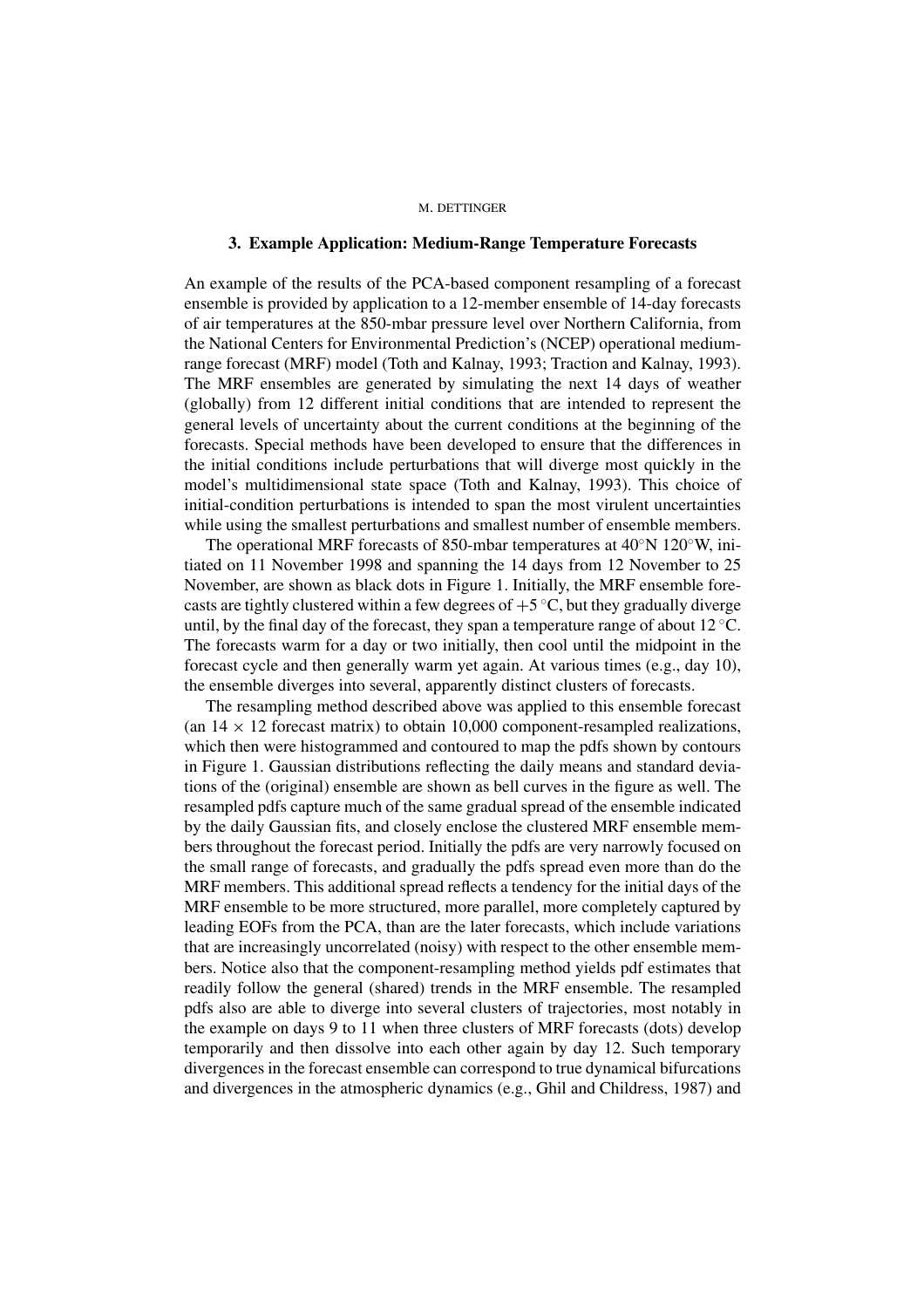### 3. Example Application: Medium-Range Temperature Forecasts

An example of the results of the PCA-based component resampling of a forecast ensemble is provided by application to a 12-member ensemble of 14-day forecasts of air temperatures at the 850-mbar pressure level over Northern California, from the National Centers for Environmental Prediction's (NCEP) operational medium-range forecast (MRF) model (Toth and Kalnay, 1993; Traction and Kalnay, 1993). The MRF ensembles are generated by simulating the next 14 days of weather (globally) from 12 different initial conditions that are intended to represent the general levels of uncertainty about the current conditions at the beginning of the forecasts. Special methods have been developed to ensure that the differences in the initial conditions include perturbations that will diverge most quickly in the model's multidimensional state space (Toth and Kalnay, 1993). This choice of initial-condition perturbations is intended to span the most virulent uncertainties while using the smallest perturbations and smallest number of ensemble members.

The operational MRF forecasts of 850-mbar temperatures at 40°N 120°W, initiated on 11 November 1998 and spanning the 14 days from 12 November to 25 November, are shown as black dots in Figure 1. Initially, the MRF ensemble forecasts are tightly clustered within a few degrees of +5 °C, but they gradually diverge until, by the final day of the forecast, they span a temperature range of about 12 °C. The forecasts warm for a day or two initially, then cool until the midpoint in the forecast cycle and then generally warm yet again. At various times (e.g., day 10), the ensemble diverges into several, apparently distinct clusters of forecasts.

The resampling method described above was applied to this ensemble forecast (an $14 \times 12$ forecast matrix) to obtain 10,000 component-resampled realizations, which then were histogrammed and contoured to map the pdfs shown by contours in Figure 1. Gaussian distributions reflecting the daily means and standard deviations of the (original) ensemble are shown as bell curves in the figure as well. The resampled pdfs capture much of the same gradual spread of the ensemble indicated by the daily Gaussian fits, and closely enclose the clustered MRF ensemble members throughout the forecast period. Initially the pdfs are very narrowly focused on the small range of forecasts, and gradually the pdfs spread even more than do the MRF members. This additional spread reflects a tendency for the initial days of the MRF ensemble to be more structured, more parallel, more completely captured by leading EOFs from the PCA, than are the later forecasts, which include variations that are increasingly uncorrelated (noisy) with respect to the other ensemble members. Notice also that the component-resampling method yields pdf estimates that readily follow the general (shared) trends in the MRF ensemble. The resampled pdfs also are able to diverge into several clusters of trajectories, most notably in the example on days 9 to 11 when three clusters of MRF forecasts (dots) develop temporarily and then dissolve into each other again by day 12. Such temporary divergences in the forecast ensemble can correspond to true dynamical bifurcations and divergences in the atmospheric dynamics (e.g., Ghil and Childress, 1987) and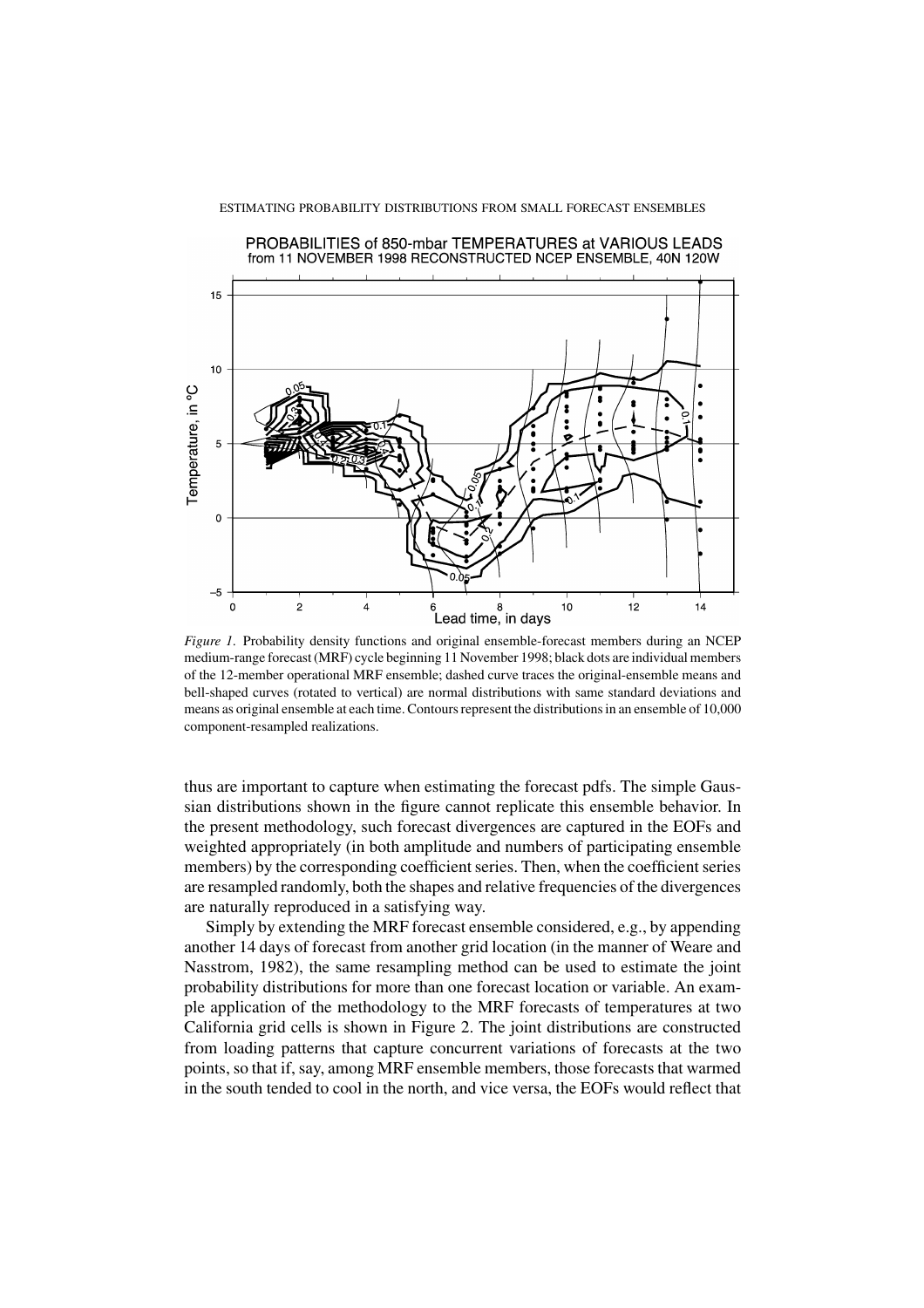*Figure 1*. Probability density functions and original ensemble-forecast members during an NCEP medium-range forecast (MRF) cycle beginning 11 November 1998; black dots are individual members of the 12-member operational MRF ensemble; dashed curve traces the original-ensemble means and bell-shaped curves (rotated to vertical) are normal distributions with same standard deviations and means as original ensemble at each time. Contours represent the distributions in an ensemble of 10,000 component-resampled realizations.

thus are important to capture when estimating the forecast pdfs. The simple Gaussian distributions shown in the figure cannot replicate this ensemble behavior. In the present methodology, such forecast divergences are captured in the EOFs and weighted appropriately (in both amplitude and numbers of participating ensemble members) by the corresponding coefficient series. Then, when the coefficient series are resampled randomly, both the shapes and relative frequencies of the divergences are naturally reproduced in a satisfying way.

Simply by extending the MRF forecast ensemble considered, e.g., by appending another 14 days of forecast from another grid location (in the manner of Weare and Nasstrom, 1982), the same resampling method can be used to estimate the joint probability distributions for more than one forecast location or variable. An example application of the methodology to the MRF forecasts of temperatures at two California grid cells is shown in Figure 2. The joint distributions are constructed from loading patterns that capture concurrent variations of forecasts at the two points, so that if, say, among MRF ensemble members, those forecasts that warmed in the south tended to cool in the north, and vice versa, the EOFs would reflect that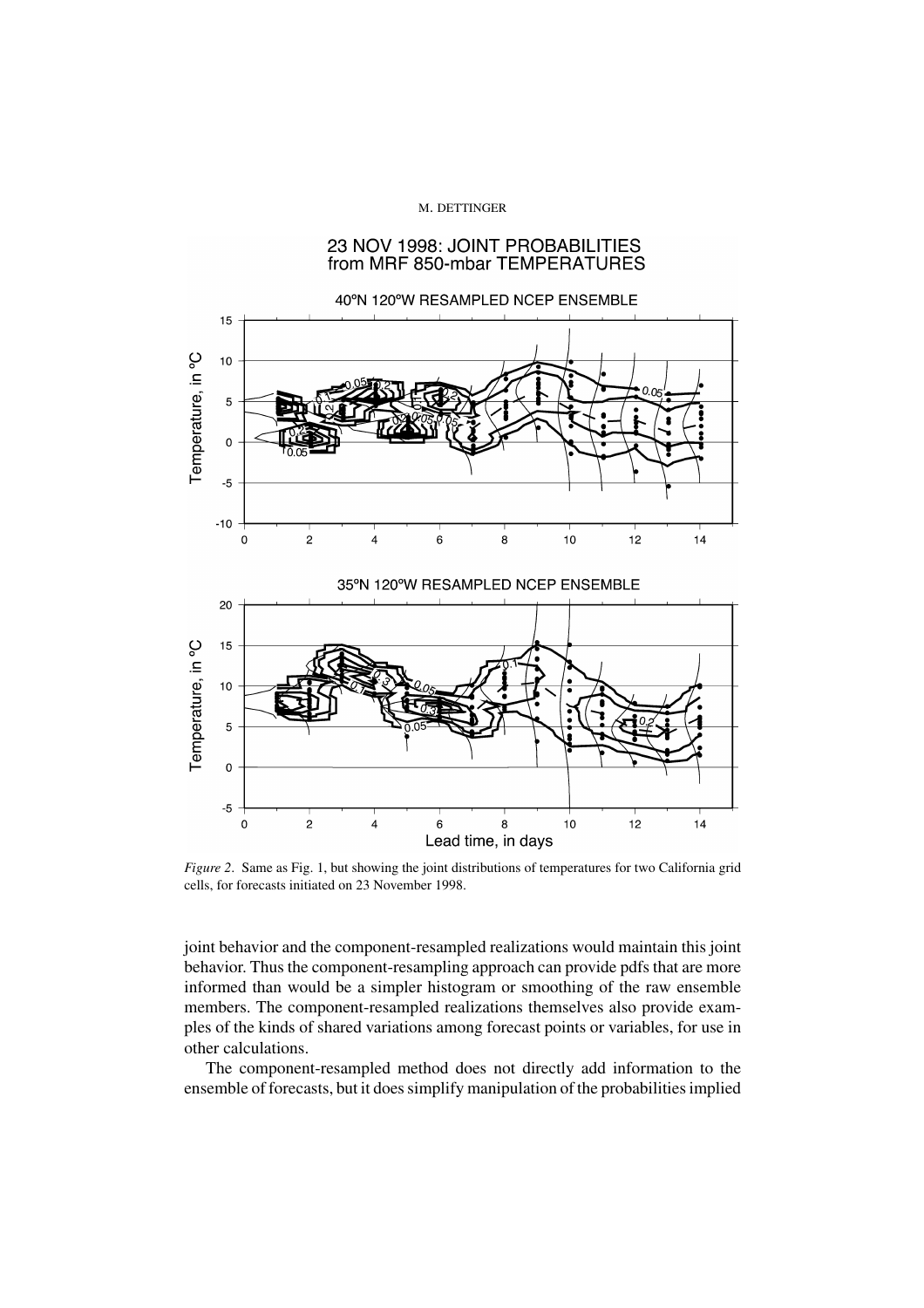*Figure 2*. Same as Fig. 1, but showing the joint distributions of temperatures for two California grid cells, for forecasts initiated on 23 November 1998.

joint behavior and the component-resampled realizations would maintain this joint behavior. Thus the component-resampling approach can provide pdfs that are more informed than would be a simpler histogram or smoothing of the raw ensemble members. The component-resampled realizations themselves also provide examples of the kinds of shared variations among forecast points or variables, for use in other calculations.

The component-resampled method does not directly add information to the ensemble of forecasts, but it does simplify manipulation of the probabilities implied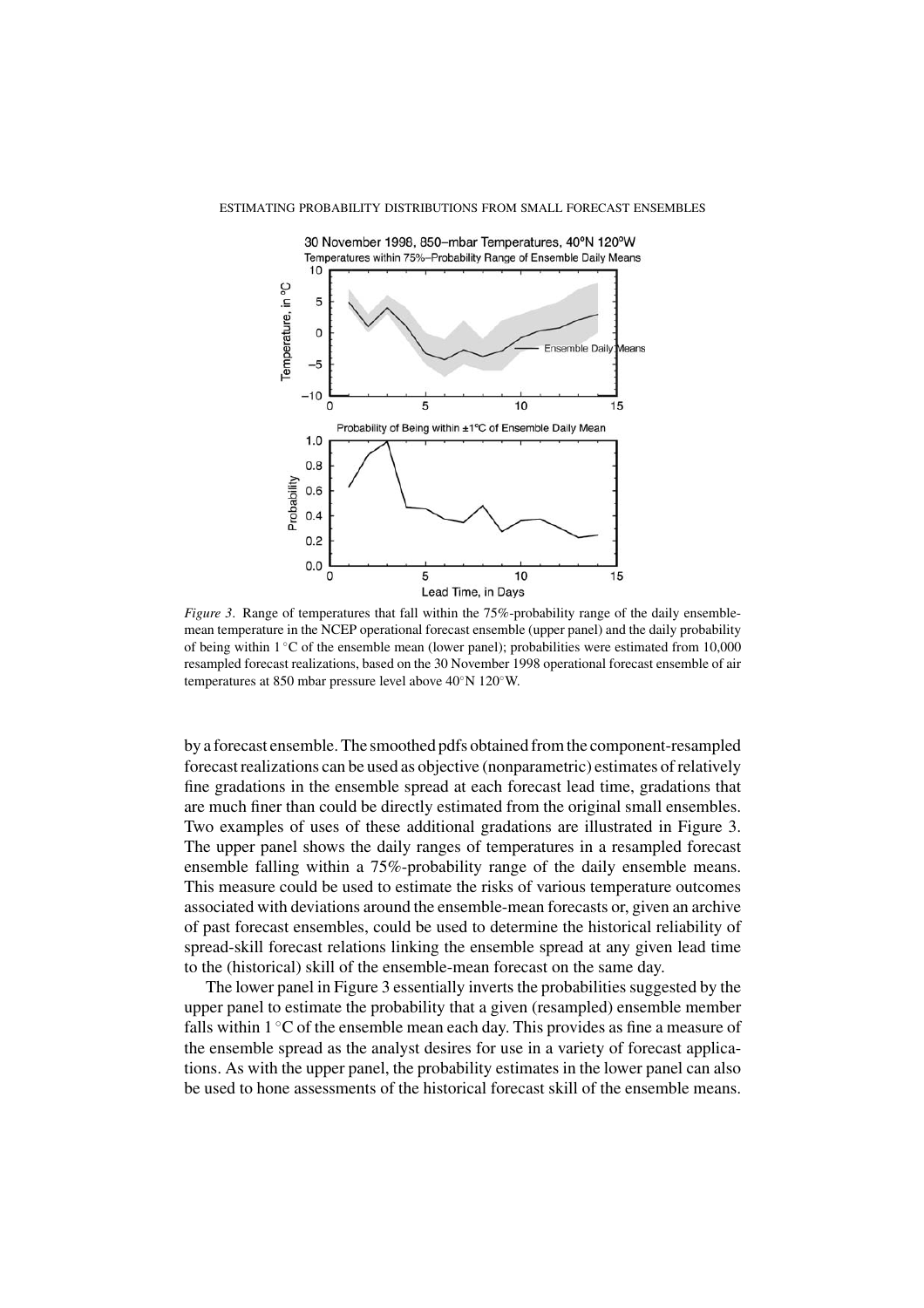*Figure 3*. Range of temperatures that fall within the 75%-probability range of the daily ensemble-mean temperature in the NCEP operational forecast ensemble (upper panel) and the daily probability of being within 1 °C of the ensemble mean (lower panel); probabilities were estimated from 10,000 resampled forecast realizations, based on the 30 November 1998 operational forecast ensemble of air temperatures at 850 mbar pressure level above 40°N 120°W.

by a forecast ensemble. The smoothed pdfs obtained from the component-resampled forecast realizations can be used as objective (nonparametric) estimates of relatively fine gradations in the ensemble spread at each forecast lead time, gradations that are much finer than could be directly estimated from the original small ensembles. Two examples of uses of these additional gradations are illustrated in Figure 3. The upper panel shows the daily ranges of temperatures in a resampled forecast ensemble falling within a 75%-probability range of the daily ensemble means. This measure could be used to estimate the risks of various temperature outcomes associated with deviations around the ensemble-mean forecasts or, given an archive of past forecast ensembles, could be used to determine the historical reliability of spread-skill forecast relations linking the ensemble spread at any given lead time to the (historical) skill of the ensemble-mean forecast on the same day.

The lower panel in Figure 3 essentially inverts the probabilities suggested by the upper panel to estimate the probability that a given (resampled) ensemble member falls within 1 °C of the ensemble mean each day. This provides as fine a measure of the ensemble spread as the analyst desires for use in a variety of forecast applications. As with the upper panel, the probability estimates in the lower panel can also be used to hone assessments of the historical forecast skill of the ensemble means.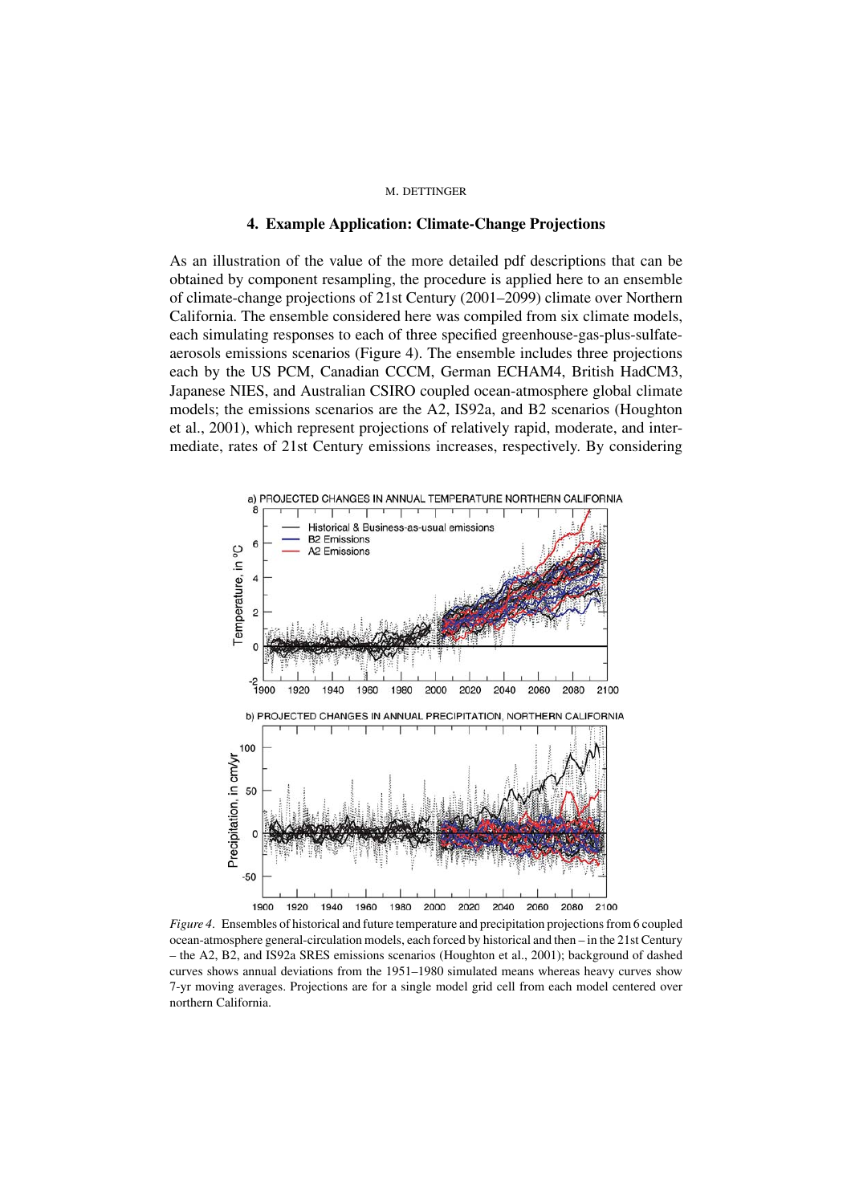## 4. Example Application: Climate-Change Projections

As an illustration of the value of the more detailed pdf descriptions that can be obtained by component resampling, the procedure is applied here to an ensemble of climate-change projections of 21st Century (2001–2099) climate over Northern California. The ensemble considered here was compiled from six climate models, each simulating responses to each of three specified greenhouse-gas-plus-sulfate-aerosols emissions scenarios (Figure 4). The ensemble includes three projections each by the US PCM, Canadian CCCM, German ECHAM4, British HadCM3, Japanese NIES, and Australian CSIRO coupled ocean-atmosphere global climate models; the emissions scenarios are the A2, IS92a, and B2 scenarios (Houghton et al., 2001), which represent projections of relatively rapid, moderate, and intermediate, rates of 21st Century emissions increases, respectively. By considering

*Figure 4*. Ensembles of historical and future temperature and precipitation projections from 6 coupled ocean-atmosphere general-circulation models, each forced by historical and then – in the 21st Century – the A2, B2, and IS92a SRES emissions scenarios (Houghton et al., 2001); background of dashed curves shows annual deviations from the 1951–1980 simulated means whereas heavy curves show 7-yr moving averages. Projections are for a single model grid cell from each model centered over northern California.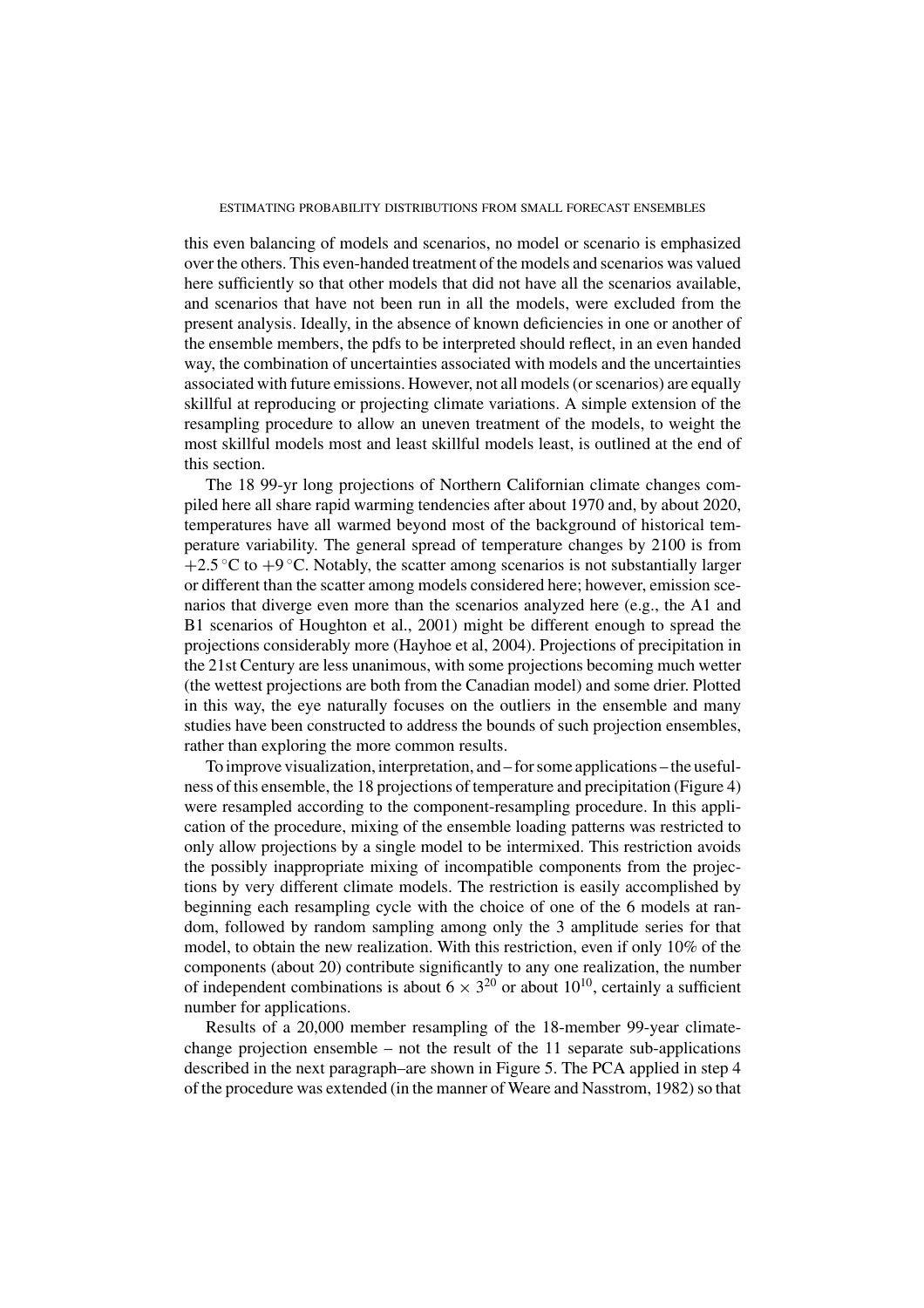this even balancing of models and scenarios, no model or scenario is emphasized over the others. This even-handed treatment of the models and scenarios was valued here sufficiently so that other models that did not have all the scenarios available, and scenarios that have not been run in all the models, were excluded from the present analysis. Ideally, in the absence of known deficiencies in one or another of the ensemble members, the pdfs to be interpreted should reflect, in an even handed way, the combination of uncertainties associated with models and the uncertainties associated with future emissions. However, not all models (or scenarios) are equally skillful at reproducing or projecting climate variations. A simple extension of the resampling procedure to allow an uneven treatment of the models, to weight the most skillful models most and least skillful models least, is outlined at the end of this section.

The 18 99-yr long projections of Northern Californian climate changes compiled here all share rapid warming tendencies after about 1970 and, by about 2020, temperatures have all warmed beyond most of the background of historical temperature variability. The general spread of temperature changes by 2100 is from $+2.5\,^{\circ}$C to $+9\,^{\circ}$C. Notably, the scatter among scenarios is not substantially larger or different than the scatter among models considered here; however, emission scenarios that diverge even more than the scenarios analyzed here (e.g., the A1 and B1 scenarios of Houghton et al., 2001) might be different enough to spread the projections considerably more (Hayhoe et al, 2004). Projections of precipitation in the 21st Century are less unanimous, with some projections becoming much wetter (the wettest projections are both from the Canadian model) and some drier. Plotted in this way, the eye naturally focuses on the outliers in the ensemble and many studies have been constructed to address the bounds of such projection ensembles, rather than exploring the more common results.

To improve visualization, interpretation, and – for some applications – the usefulness of this ensemble, the 18 projections of temperature and precipitation (Figure 4) were resampled according to the component-resampling procedure. In this application of the procedure, mixing of the ensemble loading patterns was restricted to only allow projections by a single model to be intermixed. This restriction avoids the possibly inappropriate mixing of incompatible components from the projections by very different climate models. The restriction is easily accomplished by beginning each resampling cycle with the choice of one of the 6 models at random, followed by random sampling among only the 3 amplitude series for that model, to obtain the new realization. With this restriction, even if only 10% of the components (about 20) contribute significantly to any one realization, the number of independent combinations is about $6 \times 3^{20}$ or about $10^{10}$, certainly a sufficient number for applications.

Results of a 20,000 member resampling of the 18-member 99-year climate-change projection ensemble – not the result of the 11 separate sub-applications described in the next paragraph–are shown in Figure 5. The PCA applied in step 4 of the procedure was extended (in the manner of Weare and Nasstrom, 1982) so that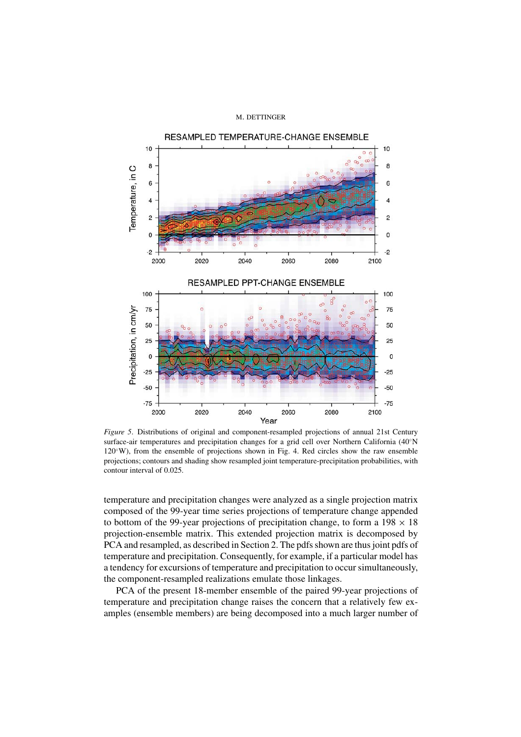*Figure 5.* Distributions of original and component-resampled projections of annual 21st Century surface-air temperatures and precipitation changes for a grid cell over Northern California (40°N 120°W), from the ensemble of projections shown in Fig. 4. Red circles show the raw ensemble projections; contours and shading show resampled joint temperature-precipitation probabilities, with contour interval of 0.025.

temperature and precipitation changes were analyzed as a single projection matrix composed of the 99-year time series projections of temperature change appended to bottom of the 99-year projections of precipitation change, to form a $198 \times 18$ projection-ensemble matrix. This extended projection matrix is decomposed by PCA and resampled, as described in Section 2. The pdfs shown are thus joint pdfs of temperature and precipitation. Consequently, for example, if a particular model has a tendency for excursions of temperature and precipitation to occur simultaneously, the component-resampled realizations emulate those linkages.

PCA of the present 18-member ensemble of the paired 99-year projections of temperature and precipitation change raises the concern that a relatively few examples (ensemble members) are being decomposed into a much larger number of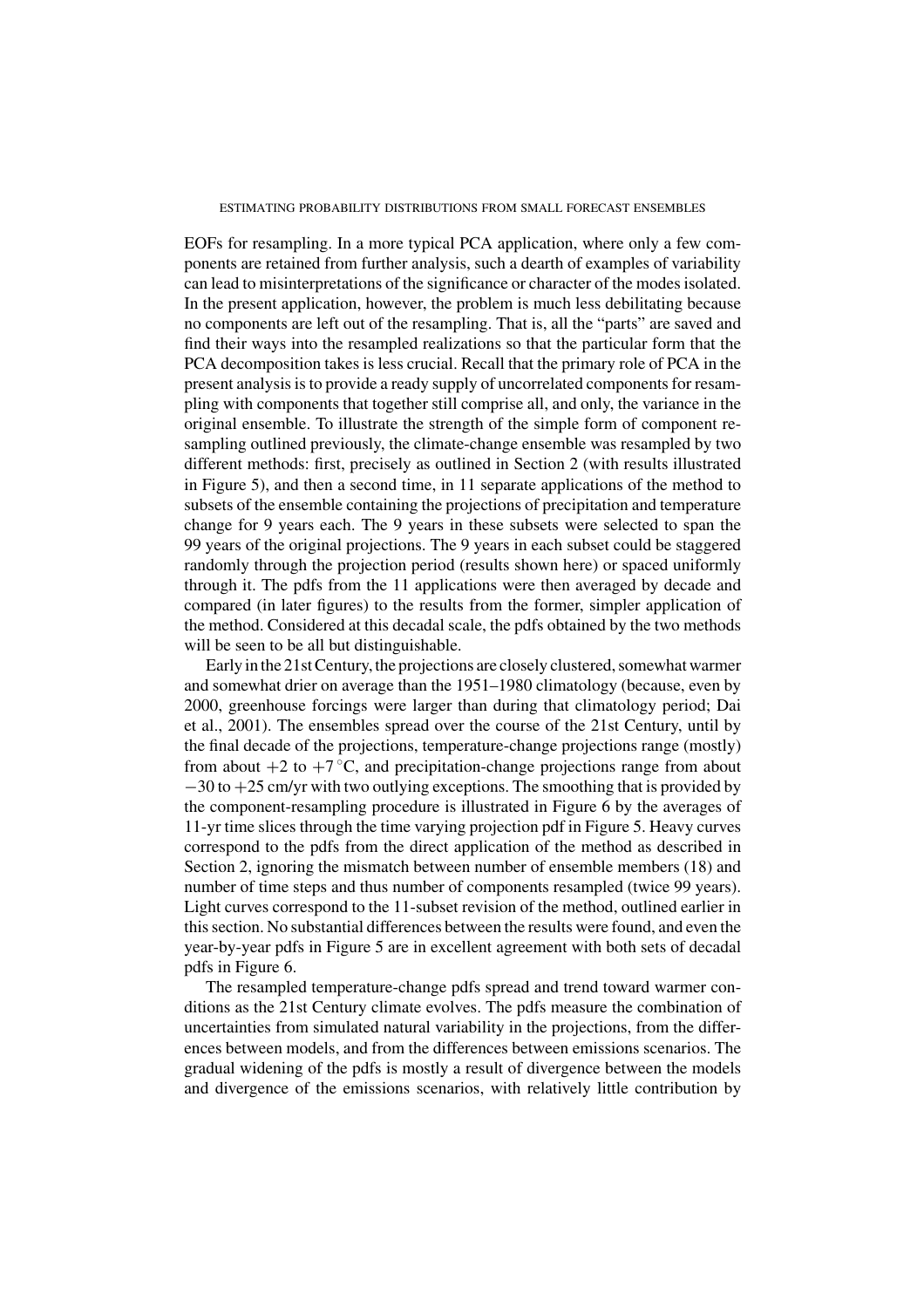EOFs for resampling. In a more typical PCA application, where only a few components are retained from further analysis, such a dearth of examples of variability can lead to misinterpretations of the significance or character of the modes isolated. In the present application, however, the problem is much less debilitating because no components are left out of the resampling. That is, all the "parts" are saved and find their ways into the resampled realizations so that the particular form that the PCA decomposition takes is less crucial. Recall that the primary role of PCA in the present analysis is to provide a ready supply of uncorrelated components for resampling with components that together still comprise all, and only, the variance in the original ensemble. To illustrate the strength of the simple form of component resampling outlined previously, the climate-change ensemble was resampled by two different methods: first, precisely as outlined in Section 2 (with results illustrated in Figure 5), and then a second time, in 11 separate applications of the method to subsets of the ensemble containing the projections of precipitation and temperature change for 9 years each. The 9 years in these subsets were selected to span the 99 years of the original projections. The 9 years in each subset could be staggered randomly through the projection period (results shown here) or spaced uniformly through it. The pdfs from the 11 applications were then averaged by decade and compared (in later figures) to the results from the former, simpler application of the method. Considered at this decadal scale, the pdfs obtained by the two methods will be seen to be all but distinguishable.

Early in the 21st Century, the projections are closely clustered, somewhat warmer and somewhat drier on average than the 1951–1980 climatology (because, even by 2000, greenhouse forcings were larger than during that climatology period; Dai et al., 2001). The ensembles spread over the course of the 21st Century, until by the final decade of the projections, temperature-change projections range (mostly) from about $+2$ to $+7\,^{\circ}$C, and precipitation-change projections range from about $-30$ to $+25$ cm/yr with two outlying exceptions. The smoothing that is provided by the component-resampling procedure is illustrated in Figure 6 by the averages of 11-yr time slices through the time varying projection pdf in Figure 5. Heavy curves correspond to the pdfs from the direct application of the method as described in Section 2, ignoring the mismatch between number of ensemble members (18) and number of time steps and thus number of components resampled (twice 99 years). Light curves correspond to the 11-subset revision of the method, outlined earlier in this section. No substantial differences between the results were found, and even the year-by-year pdfs in Figure 5 are in excellent agreement with both sets of decadal pdfs in Figure 6.

The resampled temperature-change pdfs spread and trend toward warmer conditions as the 21st Century climate evolves. The pdfs measure the combination of uncertainties from simulated natural variability in the projections, from the differences between models, and from the differences between emissions scenarios. The gradual widening of the pdfs is mostly a result of divergence between the models and divergence of the emissions scenarios, with relatively little contribution by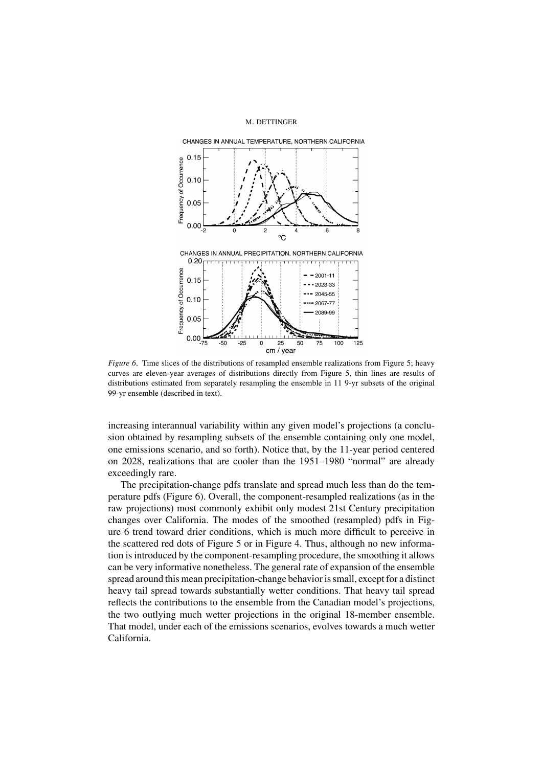*Figure 6*. Time slices of the distributions of resampled ensemble realizations from Figure 5; heavy curves are eleven-year averages of distributions directly from Figure 5, thin lines are results of distributions estimated from separately resampling the ensemble in 11 9-yr subsets of the original 99-yr ensemble (described in text).

increasing interannual variability within any given model's projections (a conclusion obtained by resampling subsets of the ensemble containing only one model, one emissions scenario, and so forth). Notice that, by the 11-year period centered on 2028, realizations that are cooler than the 1951–1980 "normal" are already exceedingly rare.

The precipitation-change pdfs translate and spread much less than do the temperature pdfs (Figure 6). Overall, the component-resampled realizations (as in the raw projections) most commonly exhibit only modest 21st Century precipitation changes over California. The modes of the smoothed (resampled) pdfs in Figure 6 trend toward drier conditions, which is much more difficult to perceive in the scattered red dots of Figure 5 or in Figure 4. Thus, although no new information is introduced by the component-resampling procedure, the smoothing it allows can be very informative nonetheless. The general rate of expansion of the ensemble spread around this mean precipitation-change behavior is small, except for a distinct heavy tail spread towards substantially wetter conditions. That heavy tail spread reflects the contributions to the ensemble from the Canadian model's projections, the two outlying much wetter projections in the original 18-member ensemble. That model, under each of the emissions scenarios, evolves towards a much wetter California.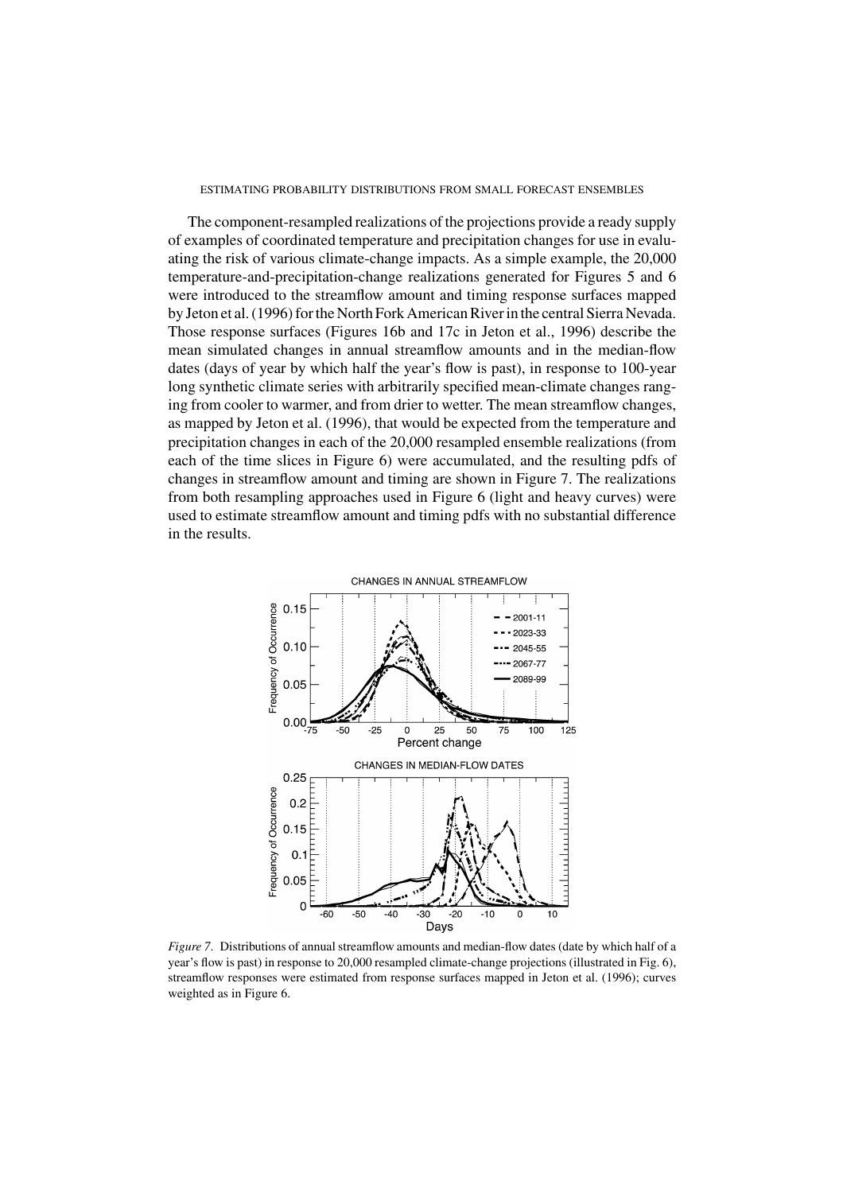The component-resampled realizations of the projections provide a ready supply of examples of coordinated temperature and precipitation changes for use in evaluating the risk of various climate-change impacts. As a simple example, the 20,000 temperature-and-precipitation-change realizations generated for Figures 5 and 6 were introduced to the streamflow amount and timing response surfaces mapped by Jeton et al. (1996) for the North Fork American River in the central Sierra Nevada. Those response surfaces (Figures 16b and 17c in Jeton et al., 1996) describe the mean simulated changes in annual streamflow amounts and in the median-flow dates (days of year by which half the year's flow is past), in response to 100-year long synthetic climate series with arbitrarily specified mean-climate changes ranging from cooler to warmer, and from drier to wetter. The mean streamflow changes, as mapped by Jeton et al. (1996), that would be expected from the temperature and precipitation changes in each of the 20,000 resampled ensemble realizations (from each of the time slices in Figure 6) were accumulated, and the resulting pdfs of changes in streamflow amount and timing are shown in Figure 7. The realizations from both resampling approaches used in Figure 6 (light and heavy curves) were used to estimate streamflow amount and timing pdfs with no substantial difference in the results.

*Figure 7*. Distributions of annual streamflow amounts and median-flow dates (date by which half of a year's flow is past) in response to 20,000 resampled climate-change projections (illustrated in Fig. 6), streamflow responses were estimated from response surfaces mapped in Jeton et al. (1996); curves weighted as in Figure 6.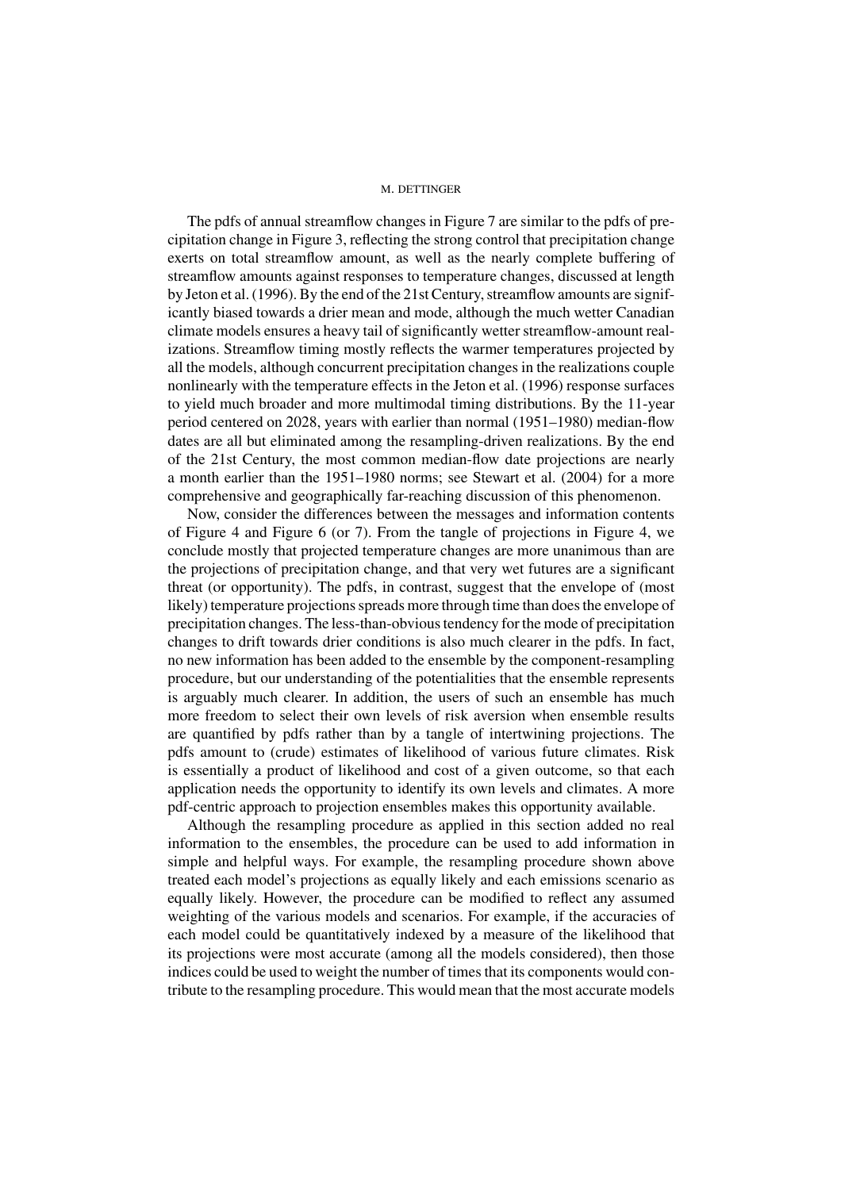The pdfs of annual streamflow changes in Figure 7 are similar to the pdfs of precipitation change in Figure 3, reflecting the strong control that precipitation change exerts on total streamflow amount, as well as the nearly complete buffering of streamflow amounts against responses to temperature changes, discussed at length by Jeton et al. (1996). By the end of the 21st Century, streamflow amounts are significantly biased towards a drier mean and mode, although the much wetter Canadian climate models ensures a heavy tail of significantly wetter streamflow-amount realizations. Streamflow timing mostly reflects the warmer temperatures projected by all the models, although concurrent precipitation changes in the realizations couple nonlinearly with the temperature effects in the Jeton et al. (1996) response surfaces to yield much broader and more multimodal timing distributions. By the 11-year period centered on 2028, years with earlier than normal (1951–1980) median-flow dates are all but eliminated among the resampling-driven realizations. By the end of the 21st Century, the most common median-flow date projections are nearly a month earlier than the 1951–1980 norms; see Stewart et al. (2004) for a more comprehensive and geographically far-reaching discussion of this phenomenon.

Now, consider the differences between the messages and information contents of Figure 4 and Figure 6 (or 7). From the tangle of projections in Figure 4, we conclude mostly that projected temperature changes are more unanimous than are the projections of precipitation change, and that very wet futures are a significant threat (or opportunity). The pdfs, in contrast, suggest that the envelope of (most likely) temperature projections spreads more through time than does the envelope of precipitation changes. The less-than-obvious tendency for the mode of precipitation changes to drift towards drier conditions is also much clearer in the pdfs. In fact, no new information has been added to the ensemble by the component-resampling procedure, but our understanding of the potentialities that the ensemble represents is arguably much clearer. In addition, the users of such an ensemble has much more freedom to select their own levels of risk aversion when ensemble results are quantified by pdfs rather than by a tangle of intertwining projections. The pdfs amount to (crude) estimates of likelihood of various future climates. Risk is essentially a product of likelihood and cost of a given outcome, so that each application needs the opportunity to identify its own levels and climates. A more pdf-centric approach to projection ensembles makes this opportunity available.

Although the resampling procedure as applied in this section added no real information to the ensembles, the procedure can be used to add information in simple and helpful ways. For example, the resampling procedure shown above treated each model's projections as equally likely and each emissions scenario as equally likely. However, the procedure can be modified to reflect any assumed weighting of the various models and scenarios. For example, if the accuracies of each model could be quantitatively indexed by a measure of the likelihood that its projections were most accurate (among all the models considered), then those indices could be used to weight the number of times that its components would contribute to the resampling procedure. This would mean that the most accurate models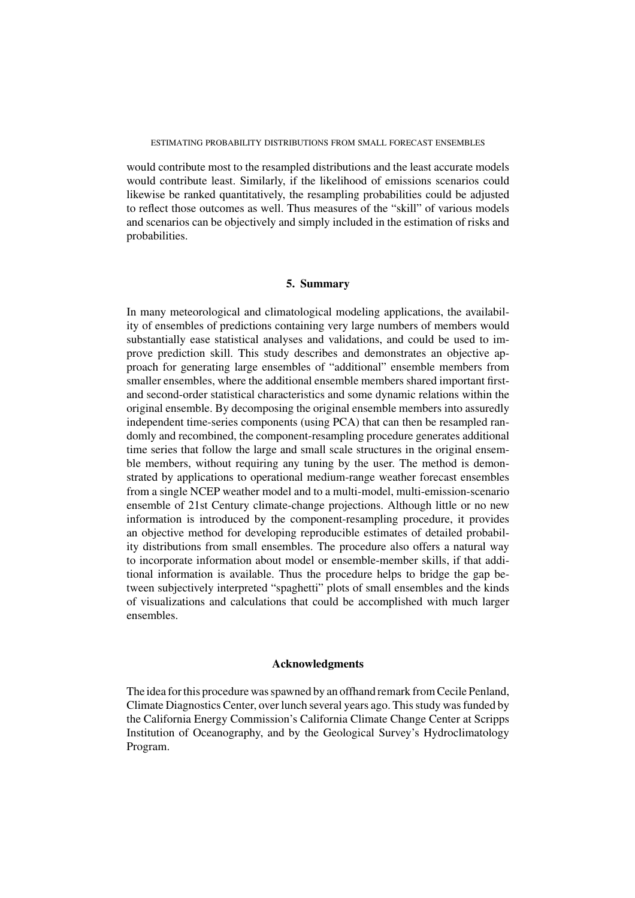would contribute most to the resampled distributions and the least accurate models would contribute least. Similarly, if the likelihood of emissions scenarios could likewise be ranked quantitatively, the resampling probabilities could be adjusted to reflect those outcomes as well. Thus measures of the "skill" of various models and scenarios can be objectively and simply included in the estimation of risks and probabilities.

## 5. Summary

In many meteorological and climatological modeling applications, the availability of ensembles of predictions containing very large numbers of members would substantially ease statistical analyses and validations, and could be used to improve prediction skill. This study describes and demonstrates an objective approach for generating large ensembles of "additional" ensemble members from smaller ensembles, where the additional ensemble members shared important first- and second-order statistical characteristics and some dynamic relations within the original ensemble. By decomposing the original ensemble members into assuredly independent time-series components (using PCA) that can then be resampled randomly and recombined, the component-resampling procedure generates additional time series that follow the large and small scale structures in the original ensemble members, without requiring any tuning by the user. The method is demonstrated by applications to operational medium-range weather forecast ensembles from a single NCEP weather model and to a multi-model, multi-emission-scenario ensemble of 21st Century climate-change projections. Although little or no new information is introduced by the component-resampling procedure, it provides an objective method for developing reproducible estimates of detailed probability distributions from small ensembles. The procedure also offers a natural way to incorporate information about model or ensemble-member skills, if that additional information is available. Thus the procedure helps to bridge the gap between subjectively interpreted "spaghetti" plots of small ensembles and the kinds of visualizations and calculations that could be accomplished with much larger ensembles.

## Acknowledgments

The idea for this procedure was spawned by an offhand remark from Cecile Penland, Climate Diagnostics Center, over lunch several years ago. This study was funded by the California Energy Commission's California Climate Change Center at Scripps Institution of Oceanography, and by the Geological Survey's Hydroclimatology Program.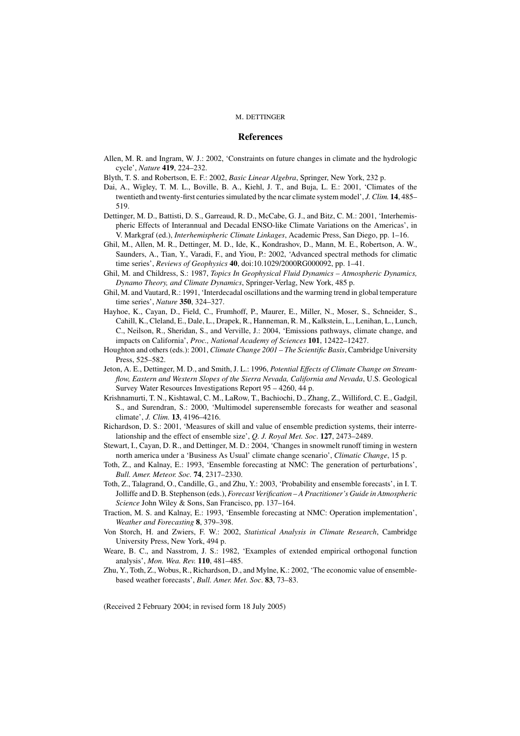## References

Allen, M. R. and Ingram, W. J.: 2002, 'Constraints on future changes in climate and the hydrologic cycle', *Nature* **419**, 224–232.

Blyth, T. S. and Robertson, E. F.: 2002, *Basic Linear Algebra*, Springer, New York, 232 p.

Dai, A., Wigley, T. M. L., Boville, B. A., Kiehl, J. T., and Buja, L. E.: 2001, 'Climates of the twentieth and twenty-first centuries simulated by the ncar climate system model', *J. Clim.* **14**, 485–519.

Dettinger, M. D., Battisti, D. S., Garreaud, R. D., McCabe, G. J., and Bitz, C. M.: 2001, 'Interhemispheric Effects of Interannual and Decadal ENSO-like Climate Variations on the Americas', in V. Markgraf (ed.), *Interhemispheric Climate Linkages*, Academic Press, San Diego, pp. 1–16.

Ghil, M., Allen, M. R., Dettinger, M. D., Ide, K., Kondrashov, D., Mann, M. E., Robertson, A. W., Saunders, A., Tian, Y., Varadi, F., and Yiou, P.: 2002, 'Advanced spectral methods for climatic time series', *Reviews of Geophysics* **40**, doi:10.1029/2000RG000092, pp. 1–41.

Ghil, M. and Childress, S.: 1987, *Topics In Geophysical Fluid Dynamics – Atmospheric Dynamics, Dynamo Theory, and Climate Dynamics*, Springer-Verlag, New York, 485 p.

Ghil, M. and Vautard, R.: 1991, 'Interdecadal oscillations and the warming trend in global temperature time series', *Nature* **350**, 324–327.

Hayhoe, K., Cayan, D., Field, C., Frumhoff, P., Maurer, E., Miller, N., Moser, S., Schneider, S., Cahill, K., Cleland, E., Dale, L., Drapek, R., Hanneman, R. M., Kalkstein, L., Lenihan, L., Lunch, C., Neilson, R., Sheridan, S., and Verville, J.: 2004, 'Emissions pathways, climate change, and impacts on California', *Proc., National Academy of Sciences* **101**, 12422–12427.

Houghton and others (eds.): 2001, *Climate Change 2001 – The Scientific Basis*, Cambridge University Press, 525–582.

Jeton, A. E., Dettinger, M. D., and Smith, J. L.: 1996, *Potential Effects of Climate Change on Streamflow, Eastern and Western Slopes of the Sierra Nevada, California and Nevada*, U.S. Geological Survey Water Resources Investigations Report 95 – 4260, 44 p.

Krishnamurti, T. N., Kishtawal, C. M., LaRow, T., Bachiochi, D., Zhang, Z., Williford, C. E., Gadgil, S., and Surendran, S.: 2000, 'Multimodel superensemble forecasts for weather and seasonal climate', *J. Clim.* **13**, 4196–4216.

Richardson, D. S.: 2001, 'Measures of skill and value of ensemble prediction systems, their interrelationship and the effect of ensemble size', *Q. J. Royal Met. Soc*. **127**, 2473–2489.

Stewart, I., Cayan, D. R., and Dettinger, M. D.: 2004, 'Changes in snowmelt runoff timing in western north america under a 'Business As Usual' climate change scenario', *Climatic Change*, 15 p.

Toth, Z., and Kalnay, E.: 1993, 'Ensemble forecasting at NMC: The generation of perturbations', *Bull. Amer. Meteor. Soc.* **74**, 2317–2330.

Toth, Z., Talagrand, O., Candille, G., and Zhu, Y.: 2003, 'Probability and ensemble forecasts', in I. T. Jolliffe and D. B. Stephenson (eds.), *Forecast Verification – A Practitioner's Guide in Atmospheric Science* John Wiley & Sons, San Francisco, pp. 137–164.

Traction, M. S. and Kalnay, E.: 1993, 'Ensemble forecasting at NMC: Operation implementation', *Weather and Forecasting* **8**, 379–398.

Von Storch, H. and Zwiers, F. W.: 2002, *Statistical Analysis in Climate Research*, Cambridge University Press, New York, 494 p.

Weare, B. C., and Nasstrom, J. S.: 1982, 'Examples of extended empirical orthogonal function analysis', *Mon. Wea. Rev.* **110**, 481–485.

Zhu, Y., Toth, Z., Wobus, R., Richardson, D., and Mylne, K.: 2002, 'The economic value of ensemble-based weather forecasts', *Bull. Amer. Met. Soc*. **83**, 73–83.

(Received 2 February 2004; in revised form 18 July 2005)